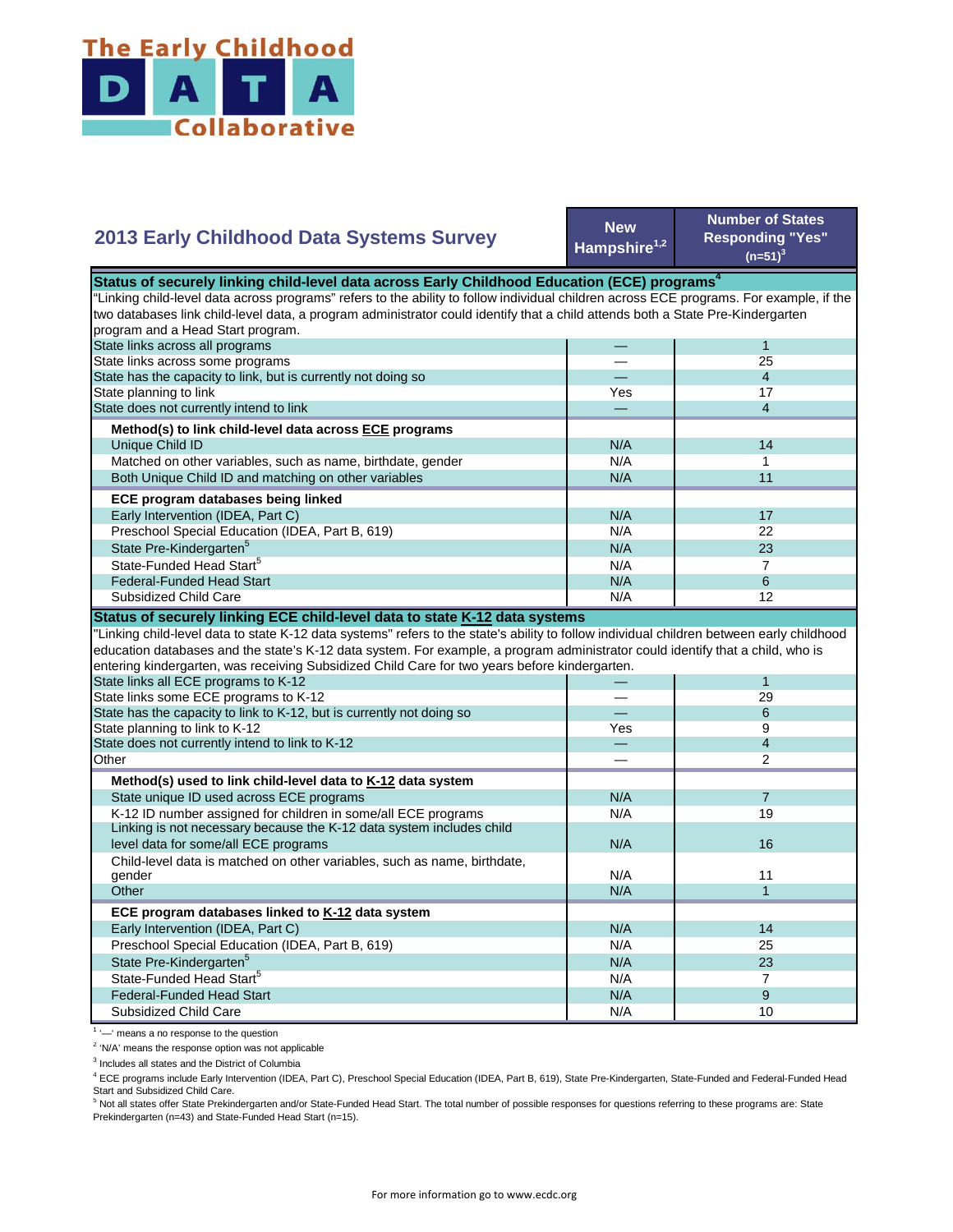The Early Childhood DATA Collaborative

## 2013 Early Childhood Data Systems Survey

| | New Hampshire[1,2] | Number of States Responding "Yes" (n=51)[3] |
|---|---|---|
| **Status of securely linking child-level data across Early Childhood Education (ECE) programs[4]** | | |
| "Linking child-level data across programs" refers to the ability to follow individual children across ECE programs. For example, if the two databases link child-level data, a program administrator could identify that a child attends both a State Pre-Kindergarten program and a Head Start program. | | |
| State links across all programs | — | 1 |
| State links across some programs | — | 25 |
| State has the capacity to link, but is currently not doing so | — | 4 |
| State planning to link | Yes | 17 |
| State does not currently intend to link | — | 4 |
| **Method(s) to link child-level data across ECE programs** | | |
| Unique Child ID | N/A | 14 |
| Matched on other variables, such as name, birthdate, gender | N/A | 1 |
| Both Unique Child ID and matching on other variables | N/A | 11 |
| **ECE program databases being linked** | | |
| Early Intervention (IDEA, Part C) | N/A | 17 |
| Preschool Special Education (IDEA, Part B, 619) | N/A | 22 |
| State Pre-Kindergarten[5] | N/A | 23 |
| State-Funded Head Start[5] | N/A | 7 |
| Federal-Funded Head Start | N/A | 6 |
| Subsidized Child Care | N/A | 12 |
| **Status of securely linking ECE child-level data to state K-12 data systems** | | |
| "Linking child-level data to state K-12 data systems" refers to the state's ability to follow individual children between early childhood education databases and the state's K-12 data system. For example, a program administrator could identify that a child, who is entering kindergarten, was receiving Subsidized Child Care for two years before kindergarten. | | |
| State links all ECE programs to K-12 | — | 1 |
| State links some ECE programs to K-12 | — | 29 |
| State has the capacity to link to K-12, but is currently not doing so | — | 6 |
| State planning to link to K-12 | Yes | 9 |
| State does not currently intend to link to K-12 | — | 4 |
| Other | — | 2 |
| **Method(s) used to link child-level data to K-12 data system** | | |
| State unique ID used across ECE programs | N/A | 7 |
| K-12 ID number assigned for children in some/all ECE programs | N/A | 19 |
| Linking is not necessary because the K-12 data system includes child level data for some/all ECE programs | N/A | 16 |
| Child-level data is matched on other variables, such as name, birthdate, gender | N/A | 11 |
| Other | N/A | 1 |
| **ECE program databases linked to K-12 data system** | | |
| Early Intervention (IDEA, Part C) | N/A | 14 |
| Preschool Special Education (IDEA, Part B, 619) | N/A | 25 |
| State Pre-Kindergarten[5] | N/A | 23 |
| State-Funded Head Start[5] | N/A | 7 |
| Federal-Funded Head Start | N/A | 9 |
| Subsidized Child Care | N/A | 10 |

[1] '—' means a no response to the question

[2] 'N/A' means the response option was not applicable

[3] Includes all states and the District of Columbia

[4] ECE programs include Early Intervention (IDEA, Part C), Preschool Special Education (IDEA, Part B, 619), State Pre-Kindergarten, State-Funded and Federal-Funded Head Start and Subsidized Child Care.

[5] Not all states offer State Prekindergarten and/or State-Funded Head Start. The total number of possible responses for questions referring to these programs are: State Prekindergarten (n=43) and State-Funded Head Start (n=15).

For more information go to www.ecdc.org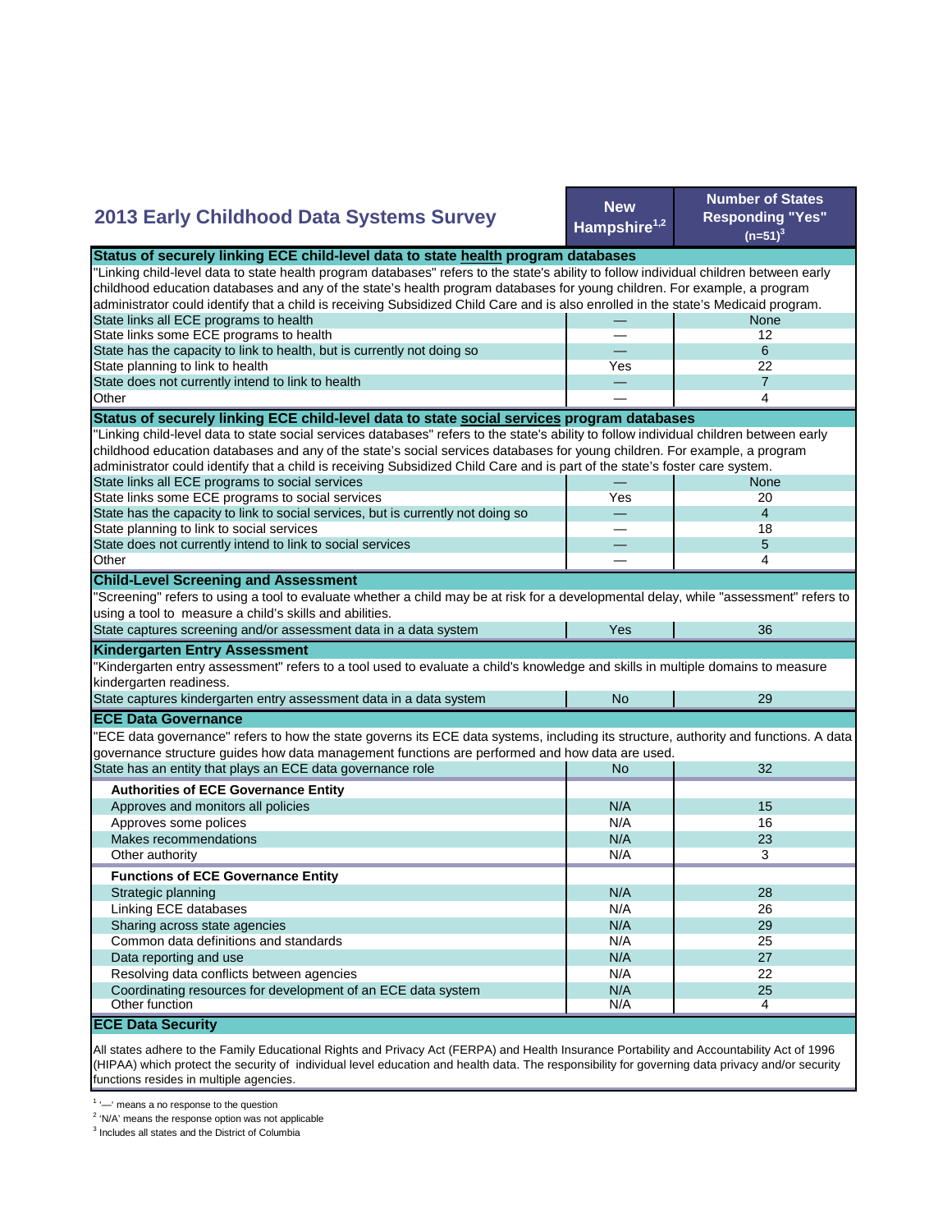## 2013 Early Childhood Data Systems Survey

| | New Hampshire[1,2] | Number of States Responding "Yes" (n=51)[3] |
|---|---|---|
| **Status of securely linking ECE child-level data to state health program databases** | | |
| "Linking child-level data to state health program databases" refers to the state's ability to follow individual children between early childhood education databases and any of the state's health program databases for young children. For example, a program administrator could identify that a child is receiving Subsidized Child Care and is also enrolled in the state's Medicaid program. | | |
| State links all ECE programs to health | — | None |
| State links some ECE programs to health | — | 12 |
| State has the capacity to link to health, but is currently not doing so | — | 6 |
| State planning to link to health | Yes | 22 |
| State does not currently intend to link to health | — | 7 |
| Other | — | 4 |
| **Status of securely linking ECE child-level data to state social services program databases** | | |
| "Linking child-level data to state social services databases" refers to the state's ability to follow individual children between early childhood education databases and any of the state's social services databases for young children. For example, a program administrator could identify that a child is receiving Subsidized Child Care and is part of the state's foster care system. | | |
| State links all ECE programs to social services | — | None |
| State links some ECE programs to social services | Yes | 20 |
| State has the capacity to link to social services, but is currently not doing so | — | 4 |
| State planning to link to social services | — | 18 |
| State does not currently intend to link to social services | — | 5 |
| Other | — | 4 |
| **Child-Level Screening and Assessment** | | |
| "Screening" refers to using a tool to evaluate whether a child may be at risk for a developmental delay, while "assessment" refers to using a tool to measure a child's skills and abilities. | | |
| State captures screening and/or assessment data in a data system | Yes | 36 |
| **Kindergarten Entry Assessment** | | |
| "Kindergarten entry assessment" refers to a tool used to evaluate a child's knowledge and skills in multiple domains to measure kindergarten readiness. | | |
| State captures kindergarten entry assessment data in a data system | No | 29 |
| **ECE Data Governance** | | |
| "ECE data governance" refers to how the state governs its ECE data systems, including its structure, authority and functions. A data governance structure guides how data management functions are performed and how data are used. | | |
| State has an entity that plays an ECE data governance role | No | 32 |
| **Authorities of ECE Governance Entity** | | |
| Approves and monitors all policies | N/A | 15 |
| Approves some polices | N/A | 16 |
| Makes recommendations | N/A | 23 |
| Other authority | N/A | 3 |
| **Functions of ECE Governance Entity** | | |
| Strategic planning | N/A | 28 |
| Linking ECE databases | N/A | 26 |
| Sharing across state agencies | N/A | 29 |
| Common data definitions and standards | N/A | 25 |
| Data reporting and use | N/A | 27 |
| Resolving data conflicts between agencies | N/A | 22 |
| Coordinating resources for development of an ECE data system | N/A | 25 |
| Other function | N/A | 4 |
| **ECE Data Security** | | |
| All states adhere to the Family Educational Rights and Privacy Act (FERPA) and Health Insurance Portability and Accountability Act of 1996 (HIPAA) which protect the security of individual level education and health data. The responsibility for governing data privacy and/or security functions resides in multiple agencies. | | |

[1] '—' means a no response to the question

[2] 'N/A' means the response option was not applicable

[3] Includes all states and the District of Columbia